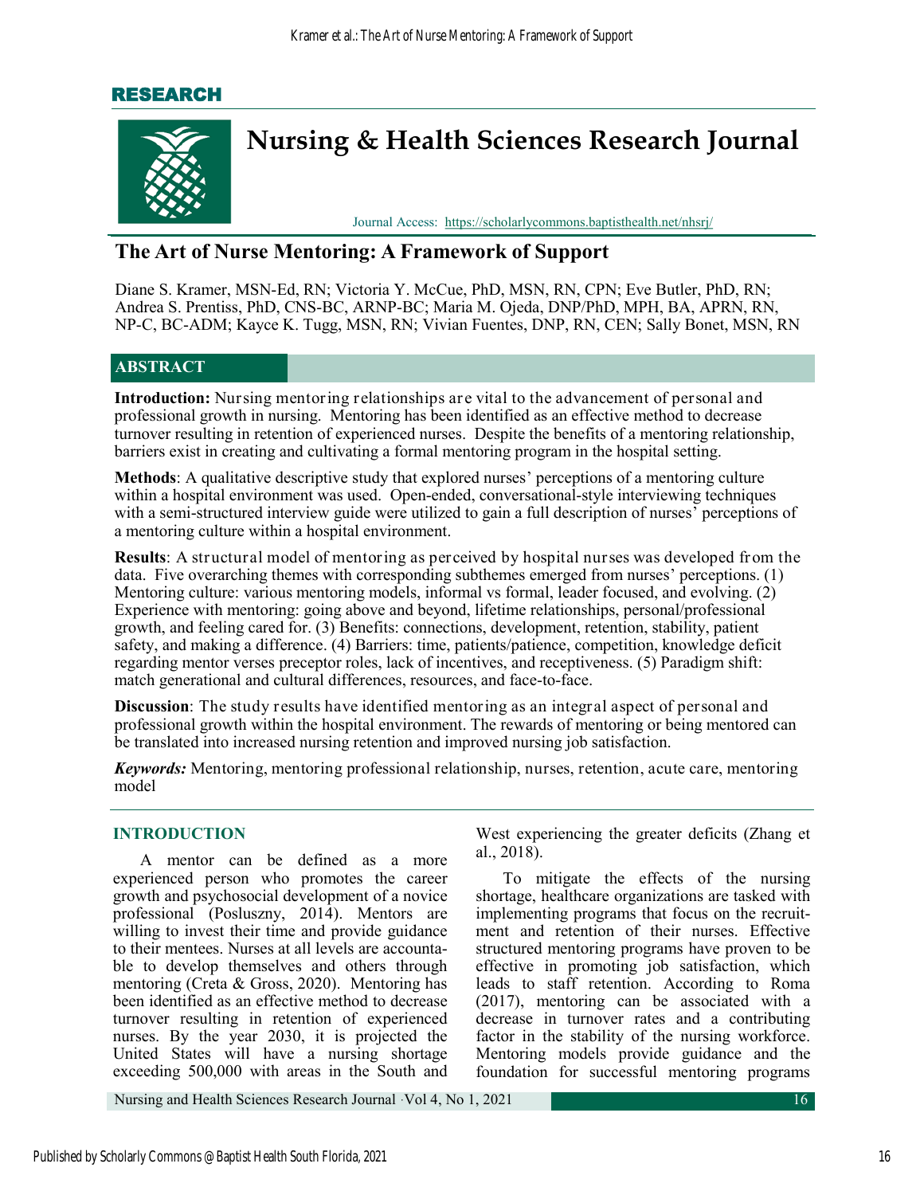RESEARCH

# Nursing & Health Sciences Research Journal

Journal Access: https://scholarlycommons.baptisthealth.net/nhsrj/

## The Art of Nurse Mentoring: A Framework of Support

Diane S. Kramer, MSN-Ed, RN; Victoria Y. McCue, PhD, MSN, RN, CPN; Eve Butler, PhD, RN; Andrea S. Prentiss, PhD, CNS-BC, ARNP-BC; Maria M. Ojeda, DNP/PhD, MPH, BA, APRN, RN, NP-C, BC-ADM; Kayce K. Tugg, MSN, RN; Vivian Fuentes, DNP, RN, CEN; Sally Bonet, MSN, RN

### ABSTRACT

**Introduction:** Nursing mentoring relationships are vital to the advancement of personal and professional growth in nursing. Mentoring has been identified as an effective method to decrease turnover resulting in retention of experienced nurses. Despite the benefits of a mentoring relationship, barriers exist in creating and cultivating a formal mentoring program in the hospital setting.

**Methods**: A qualitative descriptive study that explored nurses' perceptions of a mentoring culture within a hospital environment was used. Open-ended, conversational-style interviewing techniques with a semi-structured interview guide were utilized to gain a full description of nurses' perceptions of a mentoring culture within a hospital environment.

**Results**: A structural model of mentoring as perceived by hospital nurses was developed from the data. Five overarching themes with corresponding subthemes emerged from nurses' perceptions. (1) Mentoring culture: various mentoring models, informal vs formal, leader focused, and evolving. (2) Experience with mentoring: going above and beyond, lifetime relationships, personal/professional growth, and feeling cared for. (3) Benefits: connections, development, retention, stability, patient safety, and making a difference. (4) Barriers: time, patients/patience, competition, knowledge deficit regarding mentor verses preceptor roles, lack of incentives, and receptiveness. (5) Paradigm shift: match generational and cultural differences, resources, and face-to-face.

**Discussion**: The study results have identified mentoring as an integral aspect of personal and professional growth within the hospital environment. The rewards of mentoring or being mentored can be translated into increased nursing retention and improved nursing job satisfaction.

***Keywords:*** Mentoring, mentoring professional relationship, nurses, retention, acute care, mentoring model

### INTRODUCTION

A mentor can be defined as a more experienced person who promotes the career growth and psychosocial development of a novice professional (Posluszny, 2014). Mentors are willing to invest their time and provide guidance to their mentees. Nurses at all levels are accountable to develop themselves and others through mentoring (Creta & Gross, 2020). Mentoring has been identified as an effective method to decrease turnover resulting in retention of experienced nurses. By the year 2030, it is projected the United States will have a nursing shortage exceeding 500,000 with areas in the South and West experiencing the greater deficits (Zhang et al., 2018).

To mitigate the effects of the nursing shortage, healthcare organizations are tasked with implementing programs that focus on the recruitment and retention of their nurses. Effective structured mentoring programs have proven to be effective in promoting job satisfaction, which leads to staff retention. According to Roma (2017), mentoring can be associated with a decrease in turnover rates and a contributing factor in the stability of the nursing workforce. Mentoring models provide guidance and the foundation for successful mentoring programs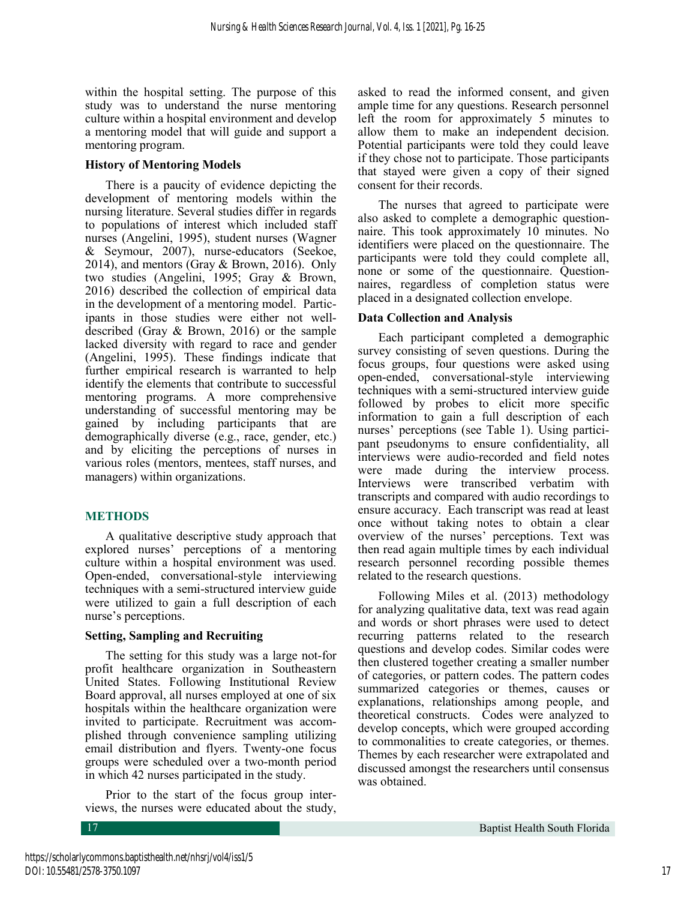within the hospital setting. The purpose of this study was to understand the nurse mentoring culture within a hospital environment and develop a mentoring model that will guide and support a mentoring program.

### History of Mentoring Models

There is a paucity of evidence depicting the development of mentoring models within the nursing literature. Several studies differ in regards to populations of interest which included staff nurses (Angelini, 1995), student nurses (Wagner & Seymour, 2007), nurse-educators (Seekoe, 2014), and mentors (Gray & Brown, 2016). Only two studies (Angelini, 1995; Gray & Brown, 2016) described the collection of empirical data in the development of a mentoring model. Participants in those studies were either not well-described (Gray & Brown, 2016) or the sample lacked diversity with regard to race and gender (Angelini, 1995). These findings indicate that further empirical research is warranted to help identify the elements that contribute to successful mentoring programs. A more comprehensive understanding of successful mentoring may be gained by including participants that are demographically diverse (e.g., race, gender, etc.) and by eliciting the perceptions of nurses in various roles (mentors, mentees, staff nurses, and managers) within organizations.

## METHODS

A qualitative descriptive study approach that explored nurses' perceptions of a mentoring culture within a hospital environment was used. Open-ended, conversational-style interviewing techniques with a semi-structured interview guide were utilized to gain a full description of each nurse's perceptions.

### Setting, Sampling and Recruiting

The setting for this study was a large not-for profit healthcare organization in Southeastern United States. Following Institutional Review Board approval, all nurses employed at one of six hospitals within the healthcare organization were invited to participate. Recruitment was accomplished through convenience sampling utilizing email distribution and flyers. Twenty-one focus groups were scheduled over a two-month period in which 42 nurses participated in the study.

Prior to the start of the focus group interviews, the nurses were educated about the study, asked to read the informed consent, and given ample time for any questions. Research personnel left the room for approximately 5 minutes to allow them to make an independent decision. Potential participants were told they could leave if they chose not to participate. Those participants that stayed were given a copy of their signed consent for their records.

The nurses that agreed to participate were also asked to complete a demographic questionnaire. This took approximately 10 minutes. No identifiers were placed on the questionnaire. The participants were told they could complete all, none or some of the questionnaire. Questionnaires, regardless of completion status were placed in a designated collection envelope.

### Data Collection and Analysis

Each participant completed a demographic survey consisting of seven questions. During the focus groups, four questions were asked using open-ended, conversational-style interviewing techniques with a semi-structured interview guide followed by probes to elicit more specific information to gain a full description of each nurses' perceptions (see Table 1). Using participant pseudonyms to ensure confidentiality, all interviews were audio-recorded and field notes were made during the interview process. Interviews were transcribed verbatim with transcripts and compared with audio recordings to ensure accuracy. Each transcript was read at least once without taking notes to obtain a clear overview of the nurses' perceptions. Text was then read again multiple times by each individual research personnel recording possible themes related to the research questions.

Following Miles et al. (2013) methodology for analyzing qualitative data, text was read again and words or short phrases were used to detect recurring patterns related to the research questions and develop codes. Similar codes were then clustered together creating a smaller number of categories, or pattern codes. The pattern codes summarized categories or themes, causes or explanations, relationships among people, and theoretical constructs. Codes were analyzed to develop concepts, which were grouped according to commonalities to create categories, or themes. Themes by each researcher were extrapolated and discussed amongst the researchers until consensus was obtained.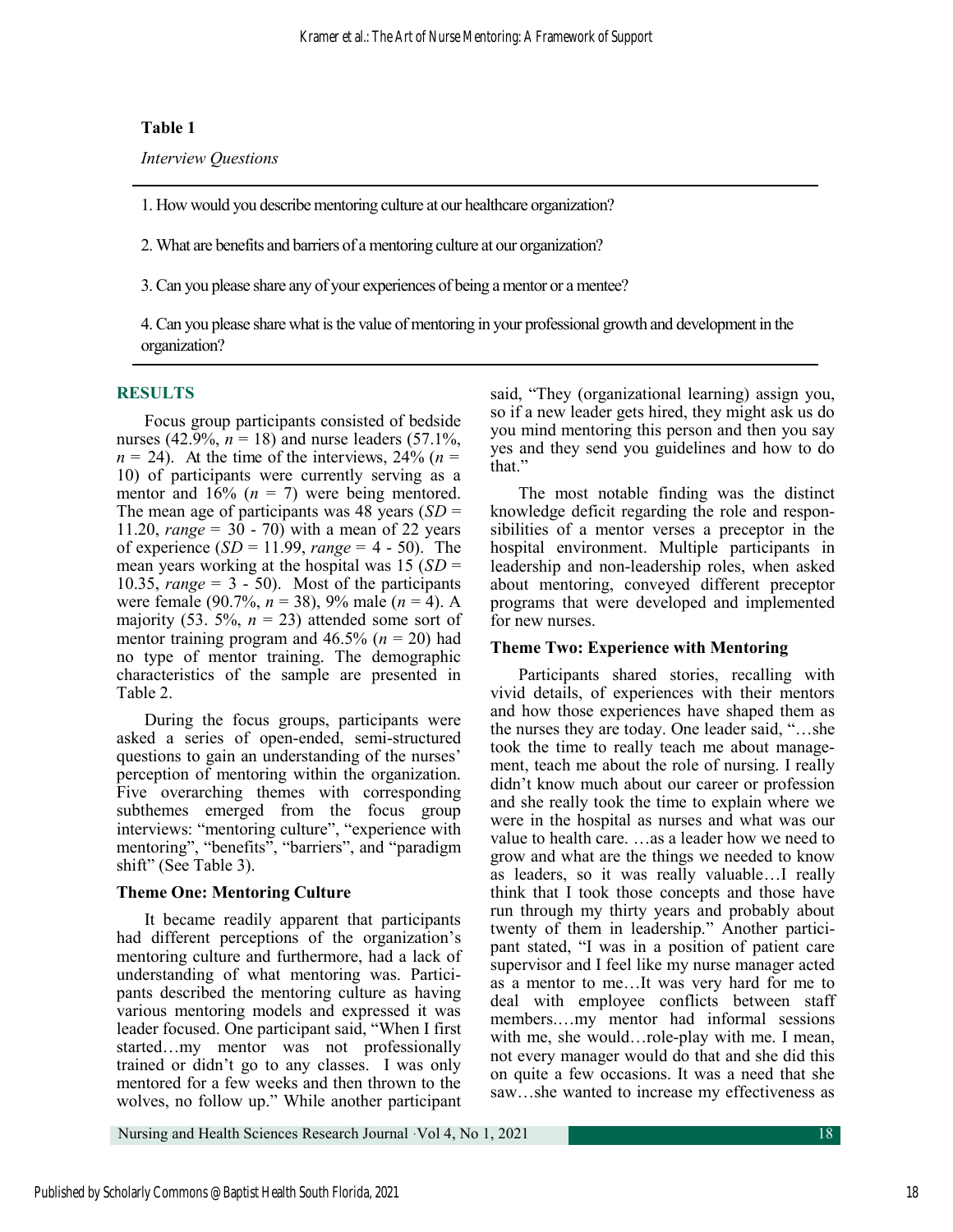**Table 1**

*Interview Questions*

| |
|---|
| 1. How would you describe mentoring culture at our healthcare organization? |
| 2. What are benefits and barriers of a mentoring culture at our organization? |
| 3. Can you please share any of your experiences of being a mentor or a mentee? |
| 4. Can you please share what is the value of mentoring in your professional growth and development in the organization? |

## RESULTS

Focus group participants consisted of bedside nurses (42.9%, $n$ = 18) and nurse leaders (57.1%, $n$ = 24). At the time of the interviews, 24% ($n$ = 10) of participants were currently serving as a mentor and 16% ($n$ = 7) were being mentored. The mean age of participants was 48 years ($SD$ = 11.20, *range* = 30 - 70) with a mean of 22 years of experience ($SD$ = 11.99, *range* = 4 - 50). The mean years working at the hospital was 15 ($SD$ = 10.35, *range* = 3 - 50). Most of the participants were female (90.7%, $n$ = 38), 9% male ($n$ = 4). A majority (53. 5%, $n$ = 23) attended some sort of mentor training program and 46.5% ($n$ = 20) had no type of mentor training. The demographic characteristics of the sample are presented in Table 2.

During the focus groups, participants were asked a series of open-ended, semi-structured questions to gain an understanding of the nurses' perception of mentoring within the organization. Five overarching themes with corresponding subthemes emerged from the focus group interviews: "mentoring culture", "experience with mentoring", "benefits", "barriers", and "paradigm shift" (See Table 3).

### Theme One: Mentoring Culture

It became readily apparent that participants had different perceptions of the organization's mentoring culture and furthermore, had a lack of understanding of what mentoring was. Participants described the mentoring culture as having various mentoring models and expressed it was leader focused. One participant said, "When I first started…my mentor was not professionally trained or didn't go to any classes. I was only mentored for a few weeks and then thrown to the wolves, no follow up." While another participant said, "They (organizational learning) assign you, so if a new leader gets hired, they might ask us do you mind mentoring this person and then you say yes and they send you guidelines and how to do that."

The most notable finding was the distinct knowledge deficit regarding the role and responsibilities of a mentor verses a preceptor in the hospital environment. Multiple participants in leadership and non-leadership roles, when asked about mentoring, conveyed different preceptor programs that were developed and implemented for new nurses.

### Theme Two: Experience with Mentoring

Participants shared stories, recalling with vivid details, of experiences with their mentors and how those experiences have shaped them as the nurses they are today. One leader said, "…she took the time to really teach me about management, teach me about the role of nursing. I really didn't know much about our career or profession and she really took the time to explain where we were in the hospital as nurses and what was our value to health care. …as a leader how we need to grow and what are the things we needed to know as leaders, so it was really valuable…I really think that I took those concepts and those have run through my thirty years and probably about twenty of them in leadership." Another participant stated, "I was in a position of patient care supervisor and I feel like my nurse manager acted as a mentor to me…It was very hard for me to deal with employee conflicts between staff members.…my mentor had informal sessions with me, she would…role-play with me. I mean, not every manager would do that and she did this on quite a few occasions. It was a need that she saw…she wanted to increase my effectiveness as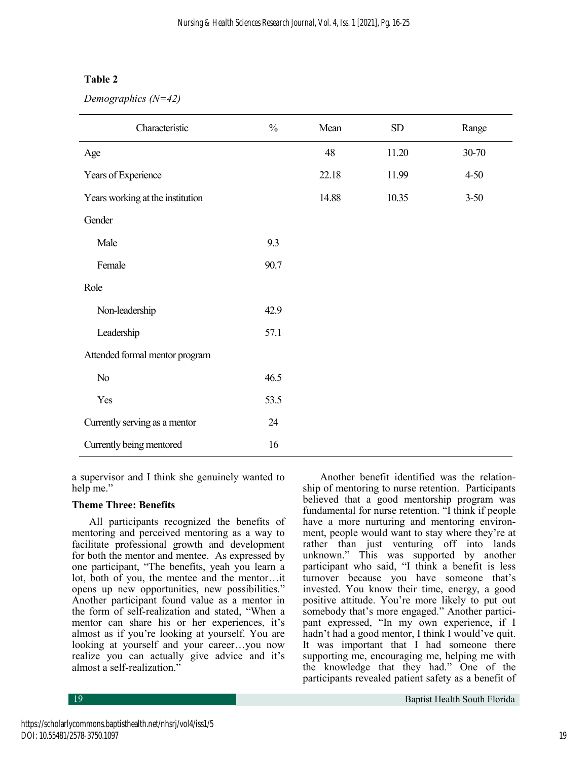**Table 2**

*Demographics (N=42)*

| Characteristic | % | Mean | SD | Range |
|---|---|---|---|---|
| Age | | 48 | 11.20 | 30-70 |
| Years of Experience | | 22.18 | 11.99 | 4-50 |
| Years working at the institution | | 14.88 | 10.35 | 3-50 |
| Gender | | | | |
| Male | 9.3 | | | |
| Female | 90.7 | | | |
| Role | | | | |
| Non-leadership | 42.9 | | | |
| Leadership | 57.1 | | | |
| Attended formal mentor program | | | | |
| No | 46.5 | | | |
| Yes | 53.5 | | | |
| Currently serving as a mentor | 24 | | | |
| Currently being mentored | 16 | | | |

a supervisor and I think she genuinely wanted to help me."

### Theme Three: Benefits

All participants recognized the benefits of mentoring and perceived mentoring as a way to facilitate professional growth and development for both the mentor and mentee. As expressed by one participant, "The benefits, yeah you learn a lot, both of you, the mentee and the mentor…it opens up new opportunities, new possibilities." Another participant found value as a mentor in the form of self-realization and stated, "When a mentor can share his or her experiences, it's almost as if you're looking at yourself. You are looking at yourself and your career…you now realize you can actually give advice and it's almost a self-realization."

Another benefit identified was the relationship of mentoring to nurse retention. Participants believed that a good mentorship program was fundamental for nurse retention. "I think if people have a more nurturing and mentoring environment, people would want to stay where they're at rather than just venturing off into lands unknown." This was supported by another participant who said, "I think a benefit is less turnover because you have someone that's invested. You know their time, energy, a good positive attitude. You're more likely to put out somebody that's more engaged." Another participant expressed, "In my own experience, if I hadn't had a good mentor, I think I would've quit. It was important that I had someone there supporting me, encouraging me, helping me with the knowledge that they had." One of the participants revealed patient safety as a benefit of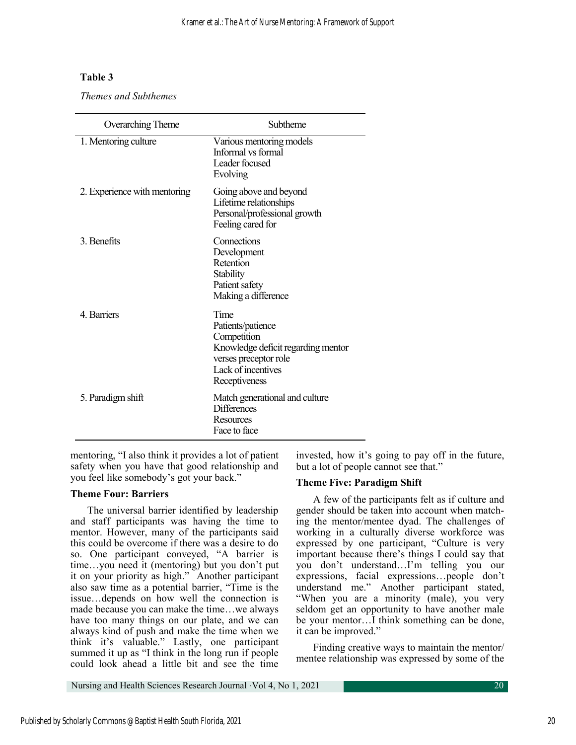**Table 3**

*Themes and Subthemes*

| Overarching Theme | Subtheme |
|---|---|
| 1. Mentoring culture | Various mentoring models<br>Informal vs formal<br>Leader focused<br>Evolving |
| 2. Experience with mentoring | Going above and beyond<br>Lifetime relationships<br>Personal/professional growth<br>Feeling cared for |
| 3. Benefits | Connections<br>Development<br>Retention<br>Stability<br>Patient safety<br>Making a difference |
| 4. Barriers | Time<br>Patients/patience<br>Competition<br>Knowledge deficit regarding mentor verses preceptor role<br>Lack of incentives<br>Receptiveness |
| 5. Paradigm shift | Match generational and culture<br>Differences<br>Resources<br>Face to face |

mentoring, "I also think it provides a lot of patient safety when you have that good relationship and you feel like somebody's got your back."

### Theme Four: Barriers

The universal barrier identified by leadership and staff participants was having the time to mentor. However, many of the participants said this could be overcome if there was a desire to do so. One participant conveyed, "A barrier is time…you need it (mentoring) but you don't put it on your priority as high." Another participant also saw time as a potential barrier, "Time is the issue…depends on how well the connection is made because you can make the time…we always have too many things on our plate, and we can always kind of push and make the time when we think it's valuable." Lastly, one participant summed it up as "I think in the long run if people could look ahead a little bit and see the time invested, how it's going to pay off in the future, but a lot of people cannot see that."

### Theme Five: Paradigm Shift

A few of the participants felt as if culture and gender should be taken into account when matching the mentor/mentee dyad. The challenges of working in a culturally diverse workforce was expressed by one participant, "Culture is very important because there's things I could say that you don't understand…I'm telling you our expressions, facial expressions…people don't understand me." Another participant stated, "When you are a minority (male), you very seldom get an opportunity to have another male be your mentor…I think something can be done, it can be improved."

Finding creative ways to maintain the mentor/mentee relationship was expressed by some of the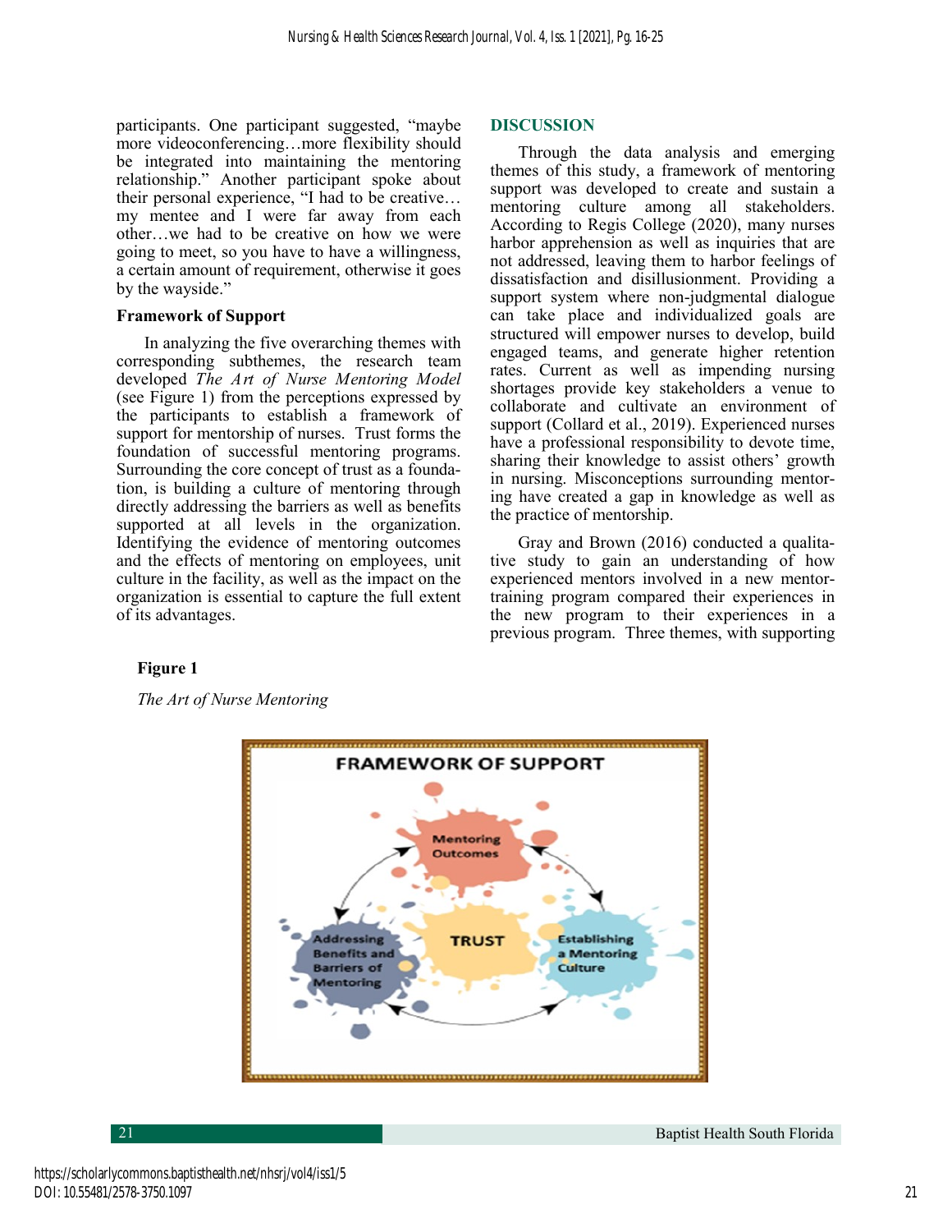participants. One participant suggested, "maybe more videoconferencing…more flexibility should be integrated into maintaining the mentoring relationship." Another participant spoke about their personal experience, "I had to be creative… my mentee and I were far away from each other…we had to be creative on how we were going to meet, so you have to have a willingness, a certain amount of requirement, otherwise it goes by the wayside."

### Framework of Support

In analyzing the five overarching themes with corresponding subthemes, the research team developed *The Art of Nurse Mentoring Model* (see Figure 1) from the perceptions expressed by the participants to establish a framework of support for mentorship of nurses. Trust forms the foundation of successful mentoring programs. Surrounding the core concept of trust as a foundation, is building a culture of mentoring through directly addressing the barriers as well as benefits supported at all levels in the organization. Identifying the evidence of mentoring outcomes and the effects of mentoring on employees, unit culture in the facility, as well as the impact on the organization is essential to capture the full extent of its advantages.

## DISCUSSION

Through the data analysis and emerging themes of this study, a framework of mentoring support was developed to create and sustain a mentoring culture among all stakeholders. According to Regis College (2020), many nurses harbor apprehension as well as inquiries that are not addressed, leaving them to harbor feelings of dissatisfaction and disillusionment. Providing a support system where non-judgmental dialogue can take place and individualized goals are structured will empower nurses to develop, build engaged teams, and generate higher retention rates. Current as well as impending nursing shortages provide key stakeholders a venue to collaborate and cultivate an environment of support (Collard et al., 2019). Experienced nurses have a professional responsibility to devote time, sharing their knowledge to assist others' growth in nursing. Misconceptions surrounding mentoring have created a gap in knowledge as well as the practice of mentorship.

Gray and Brown (2016) conducted a qualitative study to gain an understanding of how experienced mentors involved in a new mentor-training program compared their experiences in the new program to their experiences in a previous program. Three themes, with supporting

**Figure 1**

*The Art of Nurse Mentoring*

FRAMEWORK OF SUPPORT

Mentoring Outcomes

TRUST

Addressing Benefits and Barriers of Mentoring

Establishing a Mentoring Culture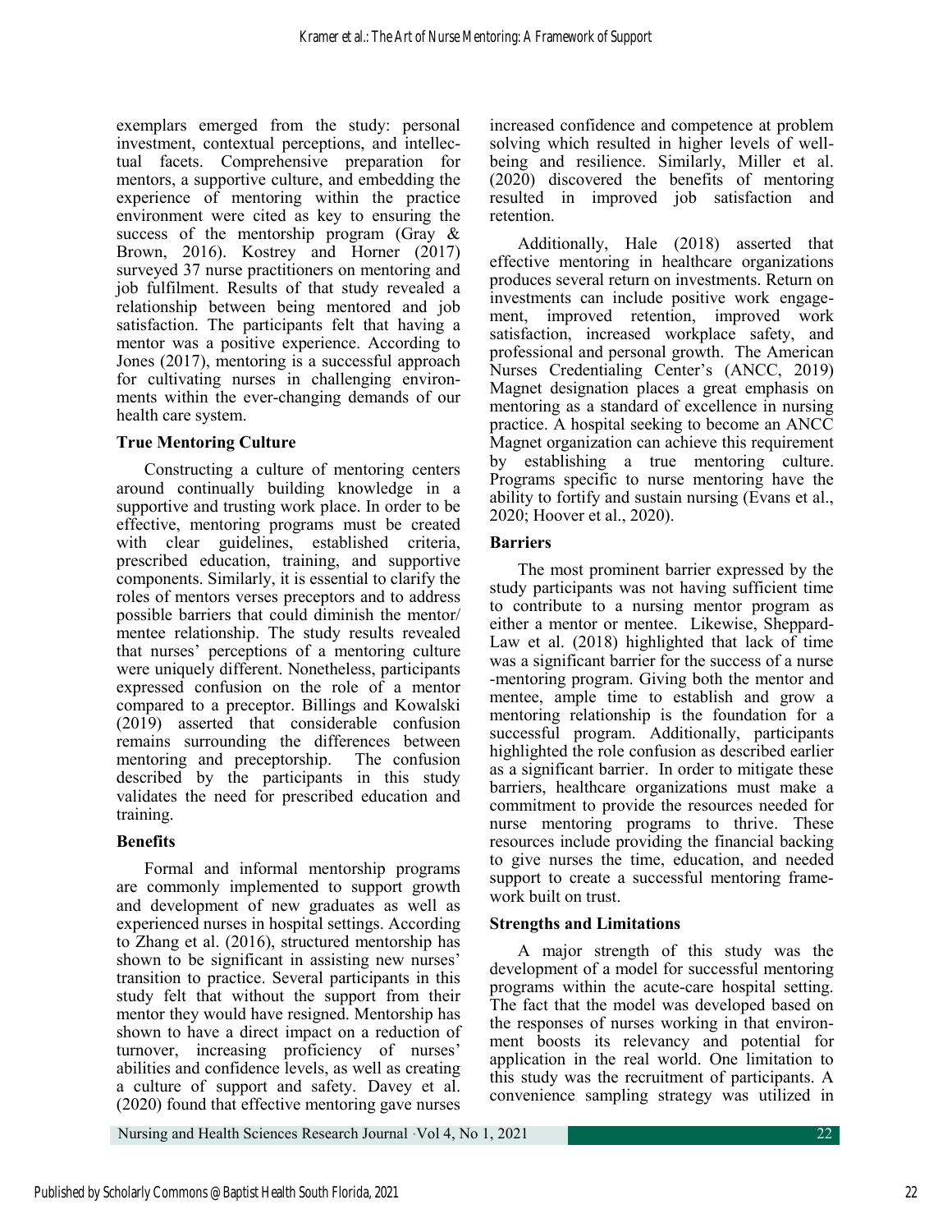exemplars emerged from the study: personal investment, contextual perceptions, and intellectual facets. Comprehensive preparation for mentors, a supportive culture, and embedding the experience of mentoring within the practice environment were cited as key to ensuring the success of the mentorship program (Gray & Brown, 2016). Kostrey and Horner (2017) surveyed 37 nurse practitioners on mentoring and job fulfilment. Results of that study revealed a relationship between being mentored and job satisfaction. The participants felt that having a mentor was a positive experience. According to Jones (2017), mentoring is a successful approach for cultivating nurses in challenging environments within the ever-changing demands of our health care system.

### True Mentoring Culture

Constructing a culture of mentoring centers around continually building knowledge in a supportive and trusting work place. In order to be effective, mentoring programs must be created with clear guidelines, established criteria, prescribed education, training, and supportive components. Similarly, it is essential to clarify the roles of mentors verses preceptors and to address possible barriers that could diminish the mentor/ mentee relationship. The study results revealed that nurses' perceptions of a mentoring culture were uniquely different. Nonetheless, participants expressed confusion on the role of a mentor compared to a preceptor. Billings and Kowalski (2019) asserted that considerable confusion remains surrounding the differences between mentoring and preceptorship. The confusion described by the participants in this study validates the need for prescribed education and training.

### Benefits

Formal and informal mentorship programs are commonly implemented to support growth and development of new graduates as well as experienced nurses in hospital settings. According to Zhang et al. (2016), structured mentorship has shown to be significant in assisting new nurses' transition to practice. Several participants in this study felt that without the support from their mentor they would have resigned. Mentorship has shown to have a direct impact on a reduction of turnover, increasing proficiency of nurses' abilities and confidence levels, as well as creating a culture of support and safety. Davey et al. (2020) found that effective mentoring gave nurses increased confidence and competence at problem solving which resulted in higher levels of well-being and resilience. Similarly, Miller et al. (2020) discovered the benefits of mentoring resulted in improved job satisfaction and retention.

Additionally, Hale (2018) asserted that effective mentoring in healthcare organizations produces several return on investments. Return on investments can include positive work engagement, improved retention, improved work satisfaction, increased workplace safety, and professional and personal growth. The American Nurses Credentialing Center's (ANCC, 2019) Magnet designation places a great emphasis on mentoring as a standard of excellence in nursing practice. A hospital seeking to become an ANCC Magnet organization can achieve this requirement by establishing a true mentoring culture. Programs specific to nurse mentoring have the ability to fortify and sustain nursing (Evans et al., 2020; Hoover et al., 2020).

### Barriers

The most prominent barrier expressed by the study participants was not having sufficient time to contribute to a nursing mentor program as either a mentor or mentee. Likewise, Sheppard-Law et al. (2018) highlighted that lack of time was a significant barrier for the success of a nurse-mentoring program. Giving both the mentor and mentee, ample time to establish and grow a mentoring relationship is the foundation for a successful program. Additionally, participants highlighted the role confusion as described earlier as a significant barrier. In order to mitigate these barriers, healthcare organizations must make a commitment to provide the resources needed for nurse mentoring programs to thrive. These resources include providing the financial backing to give nurses the time, education, and needed support to create a successful mentoring framework built on trust.

### Strengths and Limitations

A major strength of this study was the development of a model for successful mentoring programs within the acute-care hospital setting. The fact that the model was developed based on the responses of nurses working in that environment boosts its relevancy and potential for application in the real world. One limitation to this study was the recruitment of participants. A convenience sampling strategy was utilized in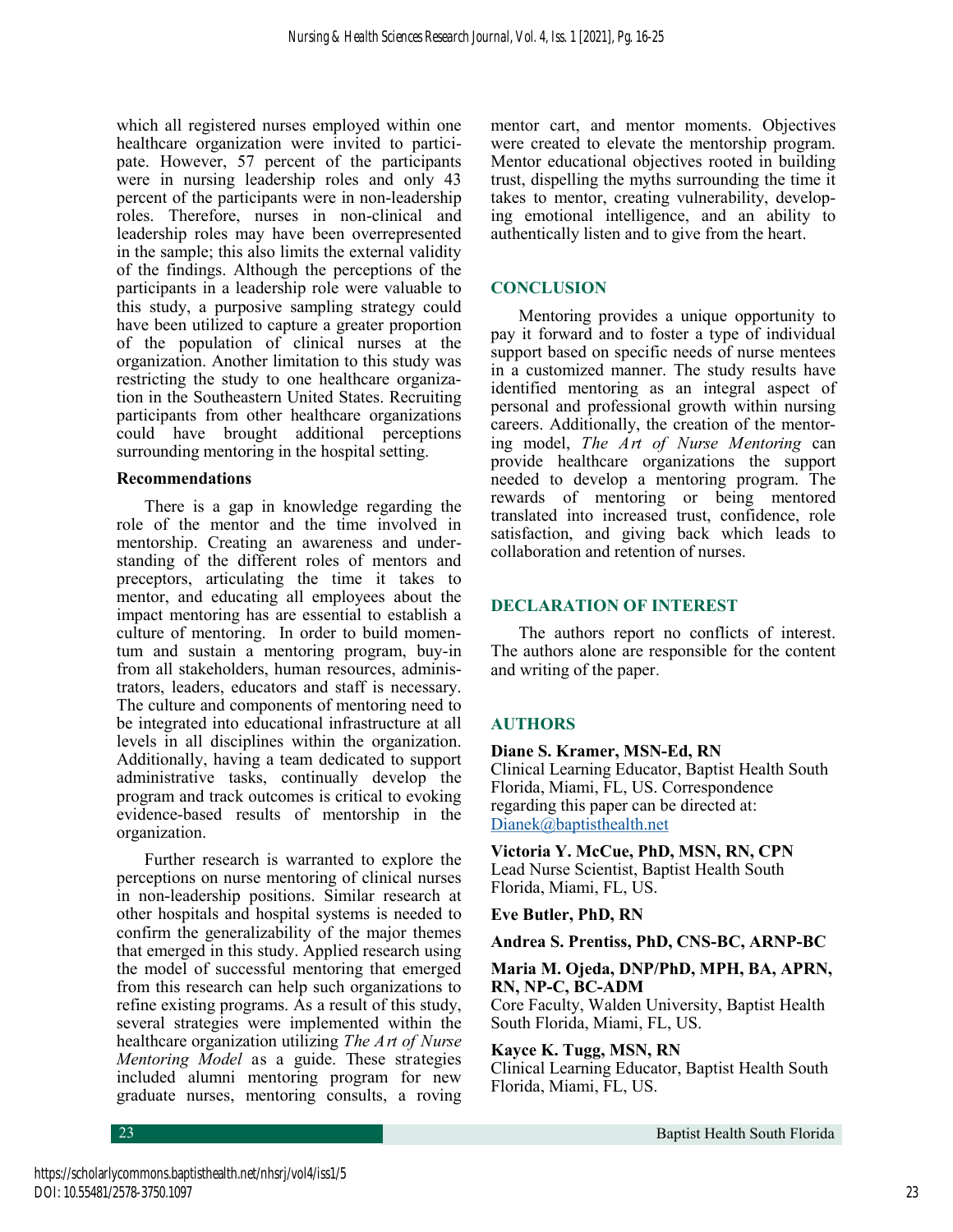which all registered nurses employed within one healthcare organization were invited to participate. However, 57 percent of the participants were in nursing leadership roles and only 43 percent of the participants were in non-leadership roles. Therefore, nurses in non-clinical and leadership roles may have been overrepresented in the sample; this also limits the external validity of the findings. Although the perceptions of the participants in a leadership role were valuable to this study, a purposive sampling strategy could have been utilized to capture a greater proportion of the population of clinical nurses at the organization. Another limitation to this study was restricting the study to one healthcare organization in the Southeastern United States. Recruiting participants from other healthcare organizations could have brought additional perceptions surrounding mentoring in the hospital setting.

### Recommendations

There is a gap in knowledge regarding the role of the mentor and the time involved in mentorship. Creating an awareness and understanding of the different roles of mentors and preceptors, articulating the time it takes to mentor, and educating all employees about the impact mentoring has are essential to establish a culture of mentoring. In order to build momentum and sustain a mentoring program, buy-in from all stakeholders, human resources, administrators, leaders, educators and staff is necessary. The culture and components of mentoring need to be integrated into educational infrastructure at all levels in all disciplines within the organization. Additionally, having a team dedicated to support administrative tasks, continually develop the program and track outcomes is critical to evoking evidence-based results of mentorship in the organization.

Further research is warranted to explore the perceptions on nurse mentoring of clinical nurses in non-leadership positions. Similar research at other hospitals and hospital systems is needed to confirm the generalizability of the major themes that emerged in this study. Applied research using the model of successful mentoring that emerged from this research can help such organizations to refine existing programs. As a result of this study, several strategies were implemented within the healthcare organization utilizing *The Art of Nurse Mentoring Model* as a guide. These strategies included alumni mentoring program for new graduate nurses, mentoring consults, a roving mentor cart, and mentor moments. Objectives were created to elevate the mentorship program. Mentor educational objectives rooted in building trust, dispelling the myths surrounding the time it takes to mentor, creating vulnerability, developing emotional intelligence, and an ability to authentically listen and to give from the heart.

## CONCLUSION

Mentoring provides a unique opportunity to pay it forward and to foster a type of individual support based on specific needs of nurse mentees in a customized manner. The study results have identified mentoring as an integral aspect of personal and professional growth within nursing careers. Additionally, the creation of the mentoring model, *The Art of Nurse Mentoring* can provide healthcare organizations the support needed to develop a mentoring program. The rewards of mentoring or being mentored translated into increased trust, confidence, role satisfaction, and giving back which leads to collaboration and retention of nurses.

## DECLARATION OF INTEREST

The authors report no conflicts of interest. The authors alone are responsible for the content and writing of the paper.

## AUTHORS

**Diane S. Kramer, MSN-Ed, RN**
Clinical Learning Educator, Baptist Health South Florida, Miami, FL, US. Correspondence regarding this paper can be directed at: Dianek@baptisthealth.net

**Victoria Y. McCue, PhD, MSN, RN, CPN**
Lead Nurse Scientist, Baptist Health South Florida, Miami, FL, US.

**Eve Butler, PhD, RN**

**Andrea S. Prentiss, PhD, CNS-BC, ARNP-BC**

**Maria M. Ojeda, DNP/PhD, MPH, BA, APRN, RN, NP-C, BC-ADM**
Core Faculty, Walden University, Baptist Health South Florida, Miami, FL, US.

**Kayce K. Tugg, MSN, RN**
Clinical Learning Educator, Baptist Health South Florida, Miami, FL, US.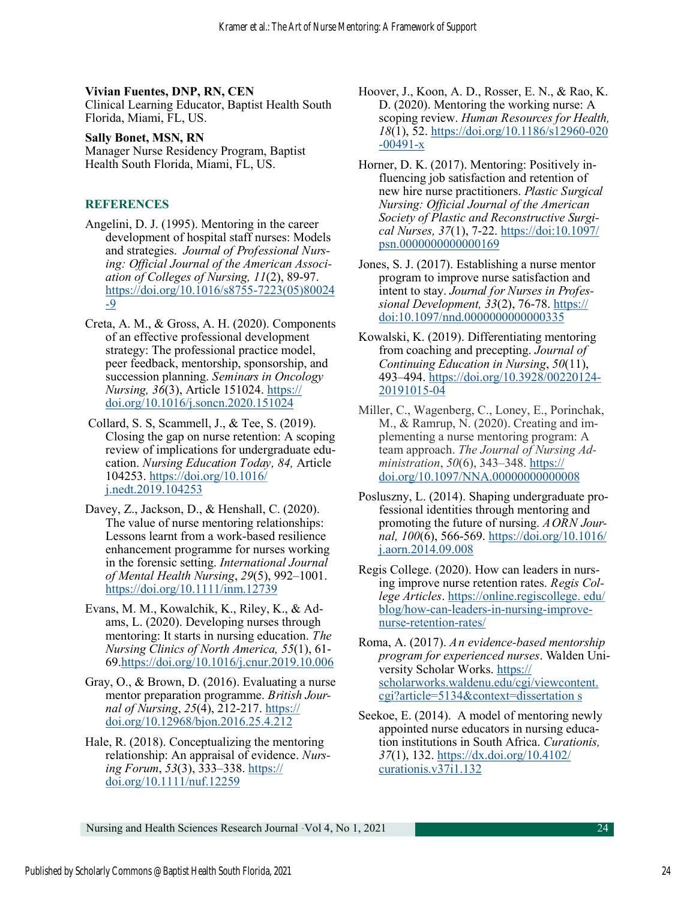**Vivian Fuentes, DNP, RN, CEN**
Clinical Learning Educator, Baptist Health South Florida, Miami, FL, US.

**Sally Bonet, MSN, RN**
Manager Nurse Residency Program, Baptist Health South Florida, Miami, FL, US.

## REFERENCES

Angelini, D. J. (1995). Mentoring in the career development of hospital staff nurses: Models and strategies. *Journal of Professional Nursing: Official Journal of the American Association of Colleges of Nursing, 11*(2), 89-97. https://doi.org/10.1016/s8755-7223(05)80024-9

Creta, A. M., & Gross, A. H. (2020). Components of an effective professional development strategy: The professional practice model, peer feedback, mentorship, sponsorship, and succession planning. *Seminars in Oncology Nursing, 36*(3), Article 151024. https://doi.org/10.1016/j.soncn.2020.151024

Collard, S. S, Scammell, J., & Tee, S. (2019). Closing the gap on nurse retention: A scoping review of implications for undergraduate education. *Nursing Education Today, 84,* Article 104253. https://doi.org/10.1016/j.nedt.2019.104253

Davey, Z., Jackson, D., & Henshall, C. (2020). The value of nurse mentoring relationships: Lessons learnt from a work-based resilience enhancement programme for nurses working in the forensic setting. *International Journal of Mental Health Nursing*, *29*(5), 992–1001. https://doi.org/10.1111/inm.12739

Evans, M. M., Kowalchik, K., Riley, K., & Adams, L. (2020). Developing nurses through mentoring: It starts in nursing education. *The Nursing Clinics of North America, 55*(1), 61-69.https://doi.org/10.1016/j.cnur.2019.10.006

Gray, O., & Brown, D. (2016). Evaluating a nurse mentor preparation programme. *British Journal of Nursing*, *25*(4), 212-217. https://doi.org/10.12968/bjon.2016.25.4.212

Hale, R. (2018). Conceptualizing the mentoring relationship: An appraisal of evidence. *Nursing Forum*, *53*(3), 333–338. https://doi.org/10.1111/nuf.12259

Hoover, J., Koon, A. D., Rosser, E. N., & Rao, K. D. (2020). Mentoring the working nurse: A scoping review. *Human Resources for Health, 18*(1), 52. https://doi.org/10.1186/s12960-020-00491-x

Horner, D. K. (2017). Mentoring: Positively influencing job satisfaction and retention of new hire nurse practitioners. *Plastic Surgical Nursing: Official Journal of the American Society of Plastic and Reconstructive Surgical Nurses, 37*(1), 7-22. https://doi:10.1097/psn.0000000000000169

Jones, S. J. (2017). Establishing a nurse mentor program to improve nurse satisfaction and intent to stay. *Journal for Nurses in Professional Development, 33*(2), 76-78. https://doi:10.1097/nnd.0000000000000335

Kowalski, K. (2019). Differentiating mentoring from coaching and precepting. *Journal of Continuing Education in Nursing*, *50*(11), 493–494. https://doi.org/10.3928/00220124-20191015-04

Miller, C., Wagenberg, C., Loney, E., Porinchak, M., & Ramrup, N. (2020). Creating and implementing a nurse mentoring program: A team approach. *The Journal of Nursing Administration*, *50*(6), 343–348. https://doi.org/10.1097/NNA.00000000000008

Posluszny, L. (2014). Shaping undergraduate professional identities through mentoring and promoting the future of nursing. *AORN Journal, 100*(6), 566-569. https://doi.org/10.1016/j.aorn.2014.09.008

Regis College. (2020). How can leaders in nursing improve nurse retention rates. *Regis College Articles*. https://online.regiscollege. edu/blog/how-can-leaders-in-nursing-improve-nurse-retention-rates/

Roma, A. (2017). *An evidence-based mentorship program for experienced nurses*. Walden University Scholar Works. https://scholarworks.waldenu.edu/cgi/viewcontent.cgi?article=5134&context=dissertation s

Seekoe, E. (2014). A model of mentoring newly appointed nurse educators in nursing education institutions in South Africa. *Curationis, 37*(1), 132. https://dx.doi.org/10.4102/curationis.v37i1.132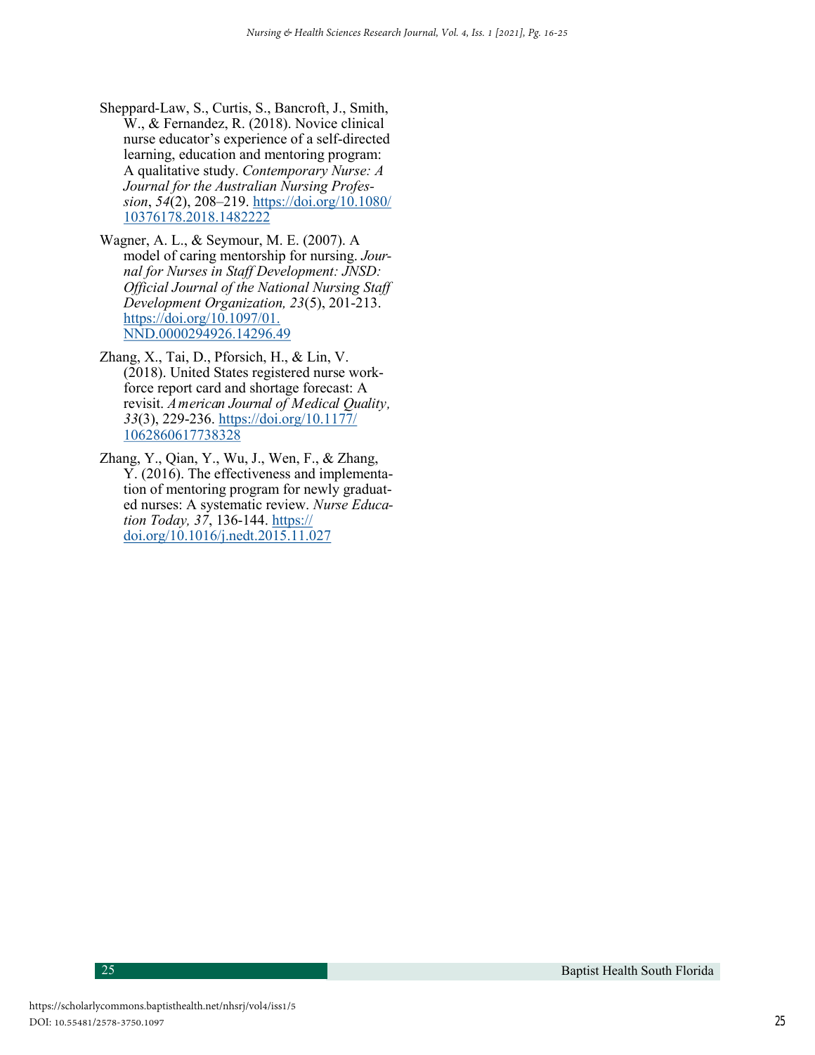Sheppard-Law, S., Curtis, S., Bancroft, J., Smith, W., & Fernandez, R. (2018). Novice clinical nurse educator's experience of a self-directed learning, education and mentoring program: A qualitative study. *Contemporary Nurse: A Journal for the Australian Nursing Profession*, *54*(2), 208–219. https://doi.org/10.1080/10376178.2018.1482222

Wagner, A. L., & Seymour, M. E. (2007). A model of caring mentorship for nursing. *Journal for Nurses in Staff Development: JNSD: Official Journal of the National Nursing Staff Development Organization, 23*(5), 201-213. https://doi.org/10.1097/01.NND.0000294926.14296.49

Zhang, X., Tai, D., Pforsich, H., & Lin, V. (2018). United States registered nurse workforce report card and shortage forecast: A revisit. *American Journal of Medical Quality, 33*(3), 229-236. https://doi.org/10.1177/1062860617738328

Zhang, Y., Qian, Y., Wu, J., Wen, F., & Zhang, Y. (2016). The effectiveness and implementation of mentoring program for newly graduated nurses: A systematic review. *Nurse Education Today, 37*, 136-144. https://doi.org/10.1016/j.nedt.2015.11.027